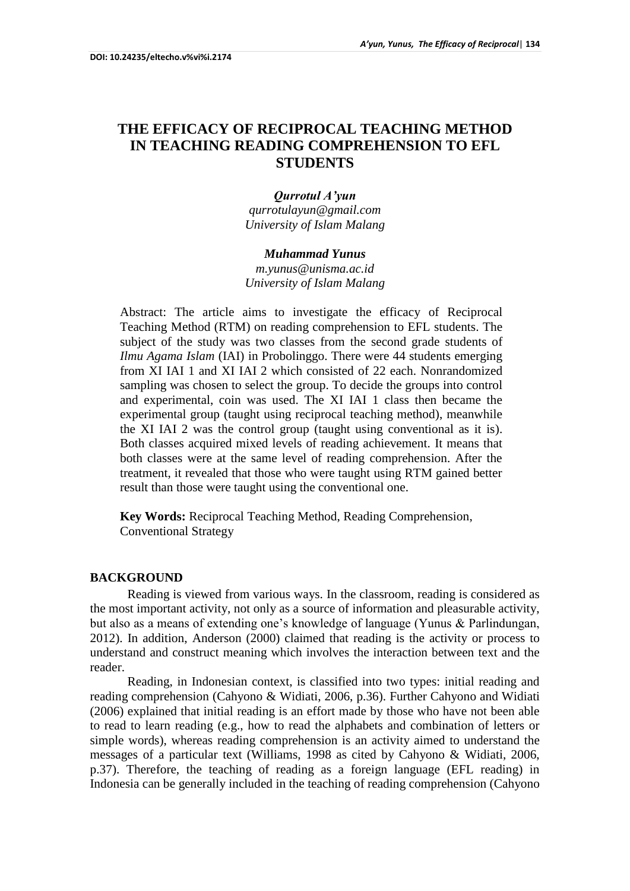DOI: 10.24235/eltecho.v%vi%i.2174

# THE EFFICACY OF RECIPROCAL TEACHING METHOD IN TEACHING READING COMPREHENSION TO EFL STUDENTS

***Qurrotul A'yun***
*qurrotulayun@gmail.com*
*University of Islam Malang*

***Muhammad Yunus***
*m.yunus@unisma.ac.id*
*University of Islam Malang*

Abstract: The article aims to investigate the efficacy of Reciprocal Teaching Method (RTM) on reading comprehension to EFL students. The subject of the study was two classes from the second grade students of *Ilmu Agama Islam* (IAI) in Probolinggo. There were 44 students emerging from XI IAI 1 and XI IAI 2 which consisted of 22 each. Nonrandomized sampling was chosen to select the group. To decide the groups into control and experimental, coin was used. The XI IAI 1 class then became the experimental group (taught using reciprocal teaching method), meanwhile the XI IAI 2 was the control group (taught using conventional as it is). Both classes acquired mixed levels of reading achievement. It means that both classes were at the same level of reading comprehension. After the treatment, it revealed that those who were taught using RTM gained better result than those were taught using the conventional one.

**Key Words:** Reciprocal Teaching Method, Reading Comprehension, Conventional Strategy

## BACKGROUND

Reading is viewed from various ways. In the classroom, reading is considered as the most important activity, not only as a source of information and pleasurable activity, but also as a means of extending one's knowledge of language (Yunus & Parlindungan, 2012). In addition, Anderson (2000) claimed that reading is the activity or process to understand and construct meaning which involves the interaction between text and the reader.

Reading, in Indonesian context, is classified into two types: initial reading and reading comprehension (Cahyono & Widiati, 2006, p.36). Further Cahyono and Widiati (2006) explained that initial reading is an effort made by those who have not been able to read to learn reading (e.g., how to read the alphabets and combination of letters or simple words), whereas reading comprehension is an activity aimed to understand the messages of a particular text (Williams, 1998 as cited by Cahyono & Widiati, 2006, p.37). Therefore, the teaching of reading as a foreign language (EFL reading) in Indonesia can be generally included in the teaching of reading comprehension (Cahyono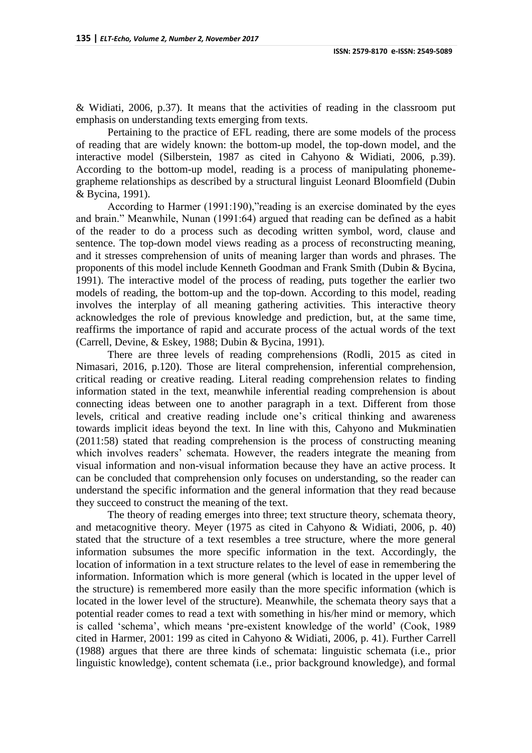& Widiati, 2006, p.37). It means that the activities of reading in the classroom put emphasis on understanding texts emerging from texts.

Pertaining to the practice of EFL reading, there are some models of the process of reading that are widely known: the bottom-up model, the top-down model, and the interactive model (Silberstein, 1987 as cited in Cahyono & Widiati, 2006, p.39). According to the bottom-up model, reading is a process of manipulating phoneme-grapheme relationships as described by a structural linguist Leonard Bloomfield (Dubin & Bycina, 1991).

According to Harmer (1991:190),"reading is an exercise dominated by the eyes and brain." Meanwhile, Nunan (1991:64) argued that reading can be defined as a habit of the reader to do a process such as decoding written symbol, word, clause and sentence. The top-down model views reading as a process of reconstructing meaning, and it stresses comprehension of units of meaning larger than words and phrases. The proponents of this model include Kenneth Goodman and Frank Smith (Dubin & Bycina, 1991). The interactive model of the process of reading, puts together the earlier two models of reading, the bottom-up and the top-down. According to this model, reading involves the interplay of all meaning gathering activities. This interactive theory acknowledges the role of previous knowledge and prediction, but, at the same time, reaffirms the importance of rapid and accurate process of the actual words of the text (Carrell, Devine, & Eskey, 1988; Dubin & Bycina, 1991).

There are three levels of reading comprehensions (Rodli, 2015 as cited in Nimasari, 2016, p.120). Those are literal comprehension, inferential comprehension, critical reading or creative reading. Literal reading comprehension relates to finding information stated in the text, meanwhile inferential reading comprehension is about connecting ideas between one to another paragraph in a text. Different from those levels, critical and creative reading include one's critical thinking and awareness towards implicit ideas beyond the text. In line with this, Cahyono and Mukminatien (2011:58) stated that reading comprehension is the process of constructing meaning which involves readers' schemata. However, the readers integrate the meaning from visual information and non-visual information because they have an active process. It can be concluded that comprehension only focuses on understanding, so the reader can understand the specific information and the general information that they read because they succeed to construct the meaning of the text.

The theory of reading emerges into three; text structure theory, schemata theory, and metacognitive theory. Meyer (1975 as cited in Cahyono & Widiati, 2006, p. 40) stated that the structure of a text resembles a tree structure, where the more general information subsumes the more specific information in the text. Accordingly, the location of information in a text structure relates to the level of ease in remembering the information. Information which is more general (which is located in the upper level of the structure) is remembered more easily than the more specific information (which is located in the lower level of the structure). Meanwhile, the schemata theory says that a potential reader comes to read a text with something in his/her mind or memory, which is called 'schema', which means 'pre-existent knowledge of the world' (Cook, 1989 cited in Harmer, 2001: 199 as cited in Cahyono & Widiati, 2006, p. 41). Further Carrell (1988) argues that there are three kinds of schemata: linguistic schemata (i.e., prior linguistic knowledge), content schemata (i.e., prior background knowledge), and formal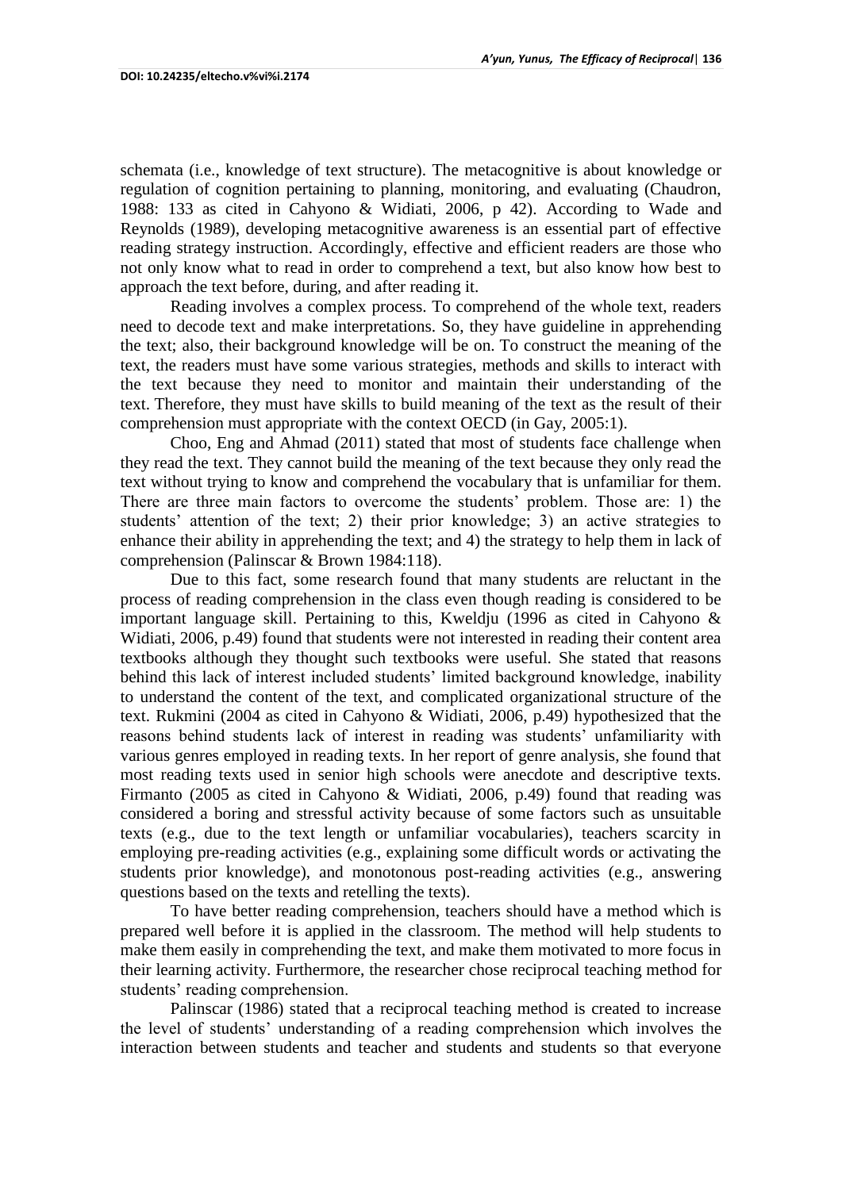schemata (i.e., knowledge of text structure). The metacognitive is about knowledge or regulation of cognition pertaining to planning, monitoring, and evaluating (Chaudron, 1988: 133 as cited in Cahyono & Widiati, 2006, p 42). According to Wade and Reynolds (1989), developing metacognitive awareness is an essential part of effective reading strategy instruction. Accordingly, effective and efficient readers are those who not only know what to read in order to comprehend a text, but also know how best to approach the text before, during, and after reading it.

Reading involves a complex process. To comprehend of the whole text, readers need to decode text and make interpretations. So, they have guideline in apprehending the text; also, their background knowledge will be on. To construct the meaning of the text, the readers must have some various strategies, methods and skills to interact with the text because they need to monitor and maintain their understanding of the text. Therefore, they must have skills to build meaning of the text as the result of their comprehension must appropriate with the context OECD (in Gay, 2005:1).

Choo, Eng and Ahmad (2011) stated that most of students face challenge when they read the text. They cannot build the meaning of the text because they only read the text without trying to know and comprehend the vocabulary that is unfamiliar for them. There are three main factors to overcome the students' problem. Those are: 1) the students' attention of the text; 2) their prior knowledge; 3) an active strategies to enhance their ability in apprehending the text; and 4) the strategy to help them in lack of comprehension (Palinscar & Brown 1984:118).

Due to this fact, some research found that many students are reluctant in the process of reading comprehension in the class even though reading is considered to be important language skill. Pertaining to this, Kweldju (1996 as cited in Cahyono & Widiati, 2006, p.49) found that students were not interested in reading their content area textbooks although they thought such textbooks were useful. She stated that reasons behind this lack of interest included students' limited background knowledge, inability to understand the content of the text, and complicated organizational structure of the text. Rukmini (2004 as cited in Cahyono & Widiati, 2006, p.49) hypothesized that the reasons behind students lack of interest in reading was students' unfamiliarity with various genres employed in reading texts. In her report of genre analysis, she found that most reading texts used in senior high schools were anecdote and descriptive texts. Firmanto (2005 as cited in Cahyono & Widiati, 2006, p.49) found that reading was considered a boring and stressful activity because of some factors such as unsuitable texts (e.g., due to the text length or unfamiliar vocabularies), teachers scarcity in employing pre-reading activities (e.g., explaining some difficult words or activating the students prior knowledge), and monotonous post-reading activities (e.g., answering questions based on the texts and retelling the texts).

To have better reading comprehension, teachers should have a method which is prepared well before it is applied in the classroom. The method will help students to make them easily in comprehending the text, and make them motivated to more focus in their learning activity. Furthermore, the researcher chose reciprocal teaching method for students' reading comprehension.

Palinscar (1986) stated that a reciprocal teaching method is created to increase the level of students' understanding of a reading comprehension which involves the interaction between students and teacher and students and students so that everyone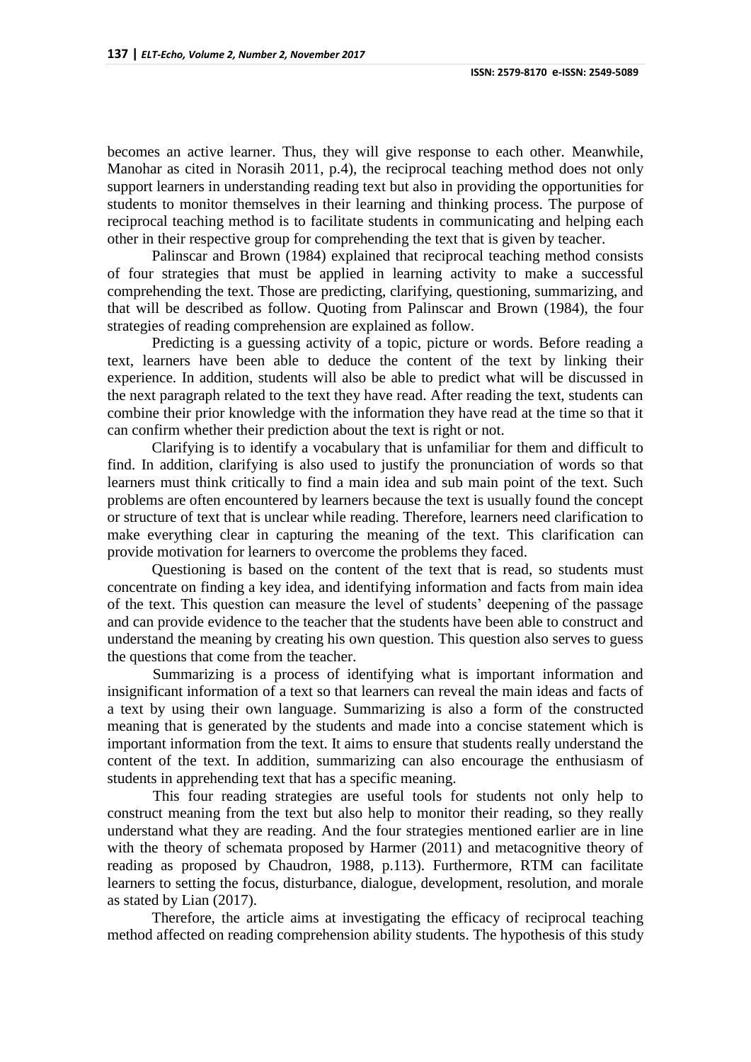becomes an active learner. Thus, they will give response to each other. Meanwhile, Manohar as cited in Norasih 2011, p.4), the reciprocal teaching method does not only support learners in understanding reading text but also in providing the opportunities for students to monitor themselves in their learning and thinking process. The purpose of reciprocal teaching method is to facilitate students in communicating and helping each other in their respective group for comprehending the text that is given by teacher.

Palinscar and Brown (1984) explained that reciprocal teaching method consists of four strategies that must be applied in learning activity to make a successful comprehending the text. Those are predicting, clarifying, questioning, summarizing, and that will be described as follow. Quoting from Palinscar and Brown (1984), the four strategies of reading comprehension are explained as follow.

Predicting is a guessing activity of a topic, picture or words. Before reading a text, learners have been able to deduce the content of the text by linking their experience. In addition, students will also be able to predict what will be discussed in the next paragraph related to the text they have read. After reading the text, students can combine their prior knowledge with the information they have read at the time so that it can confirm whether their prediction about the text is right or not.

Clarifying is to identify a vocabulary that is unfamiliar for them and difficult to find. In addition, clarifying is also used to justify the pronunciation of words so that learners must think critically to find a main idea and sub main point of the text. Such problems are often encountered by learners because the text is usually found the concept or structure of text that is unclear while reading. Therefore, learners need clarification to make everything clear in capturing the meaning of the text. This clarification can provide motivation for learners to overcome the problems they faced.

Questioning is based on the content of the text that is read, so students must concentrate on finding a key idea, and identifying information and facts from main idea of the text. This question can measure the level of students' deepening of the passage and can provide evidence to the teacher that the students have been able to construct and understand the meaning by creating his own question. This question also serves to guess the questions that come from the teacher.

Summarizing is a process of identifying what is important information and insignificant information of a text so that learners can reveal the main ideas and facts of a text by using their own language. Summarizing is also a form of the constructed meaning that is generated by the students and made into a concise statement which is important information from the text. It aims to ensure that students really understand the content of the text. In addition, summarizing can also encourage the enthusiasm of students in apprehending text that has a specific meaning.

This four reading strategies are useful tools for students not only help to construct meaning from the text but also help to monitor their reading, so they really understand what they are reading. And the four strategies mentioned earlier are in line with the theory of schemata proposed by Harmer (2011) and metacognitive theory of reading as proposed by Chaudron, 1988, p.113). Furthermore, RTM can facilitate learners to setting the focus, disturbance, dialogue, development, resolution, and morale as stated by Lian (2017).

Therefore, the article aims at investigating the efficacy of reciprocal teaching method affected on reading comprehension ability students. The hypothesis of this study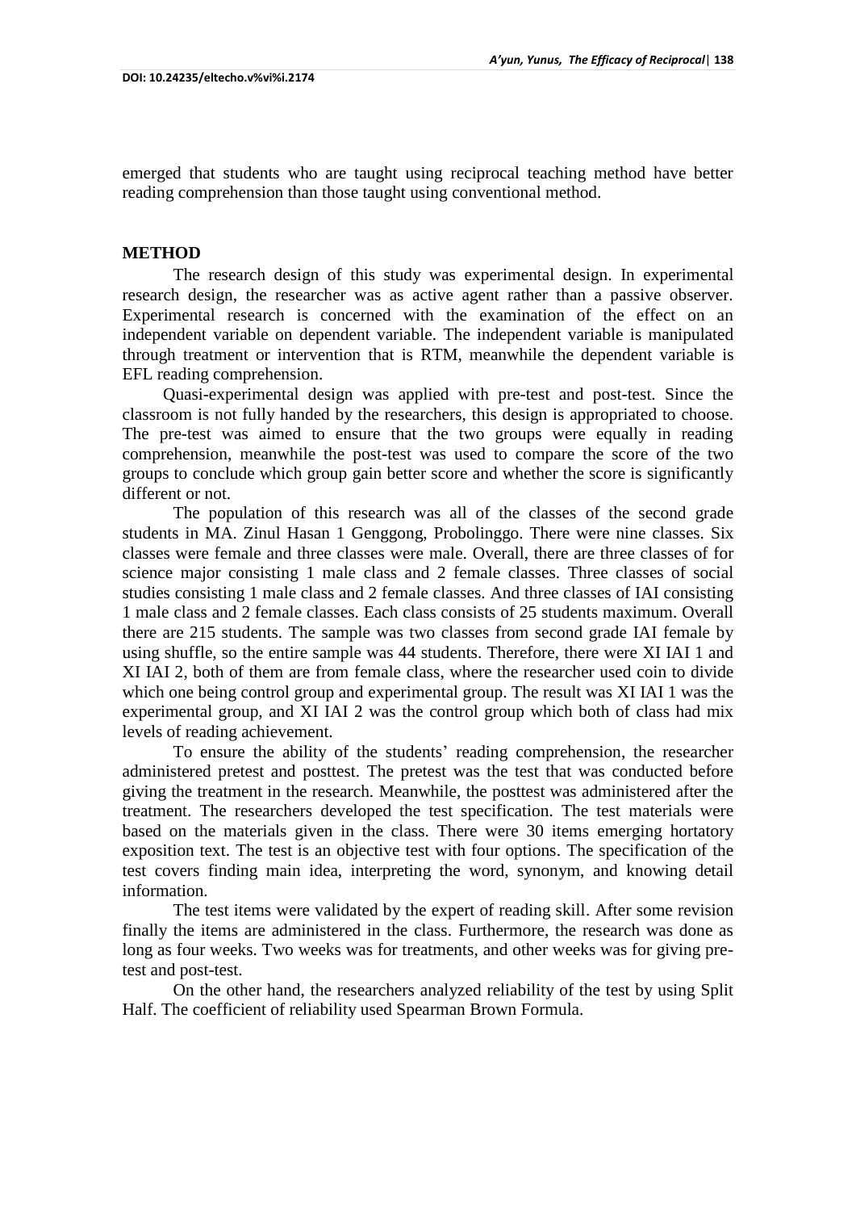emerged that students who are taught using reciprocal teaching method have better reading comprehension than those taught using conventional method.

## METHOD

The research design of this study was experimental design. In experimental research design, the researcher was as active agent rather than a passive observer. Experimental research is concerned with the examination of the effect on an independent variable on dependent variable. The independent variable is manipulated through treatment or intervention that is RTM, meanwhile the dependent variable is EFL reading comprehension.

Quasi-experimental design was applied with pre-test and post-test. Since the classroom is not fully handed by the researchers, this design is appropriated to choose. The pre-test was aimed to ensure that the two groups were equally in reading comprehension, meanwhile the post-test was used to compare the score of the two groups to conclude which group gain better score and whether the score is significantly different or not.

The population of this research was all of the classes of the second grade students in MA. Zinul Hasan 1 Genggong, Probolinggo. There were nine classes. Six classes were female and three classes were male. Overall, there are three classes of for science major consisting 1 male class and 2 female classes. Three classes of social studies consisting 1 male class and 2 female classes. And three classes of IAI consisting 1 male class and 2 female classes. Each class consists of 25 students maximum. Overall there are 215 students. The sample was two classes from second grade IAI female by using shuffle, so the entire sample was 44 students. Therefore, there were XI IAI 1 and XI IAI 2, both of them are from female class, where the researcher used coin to divide which one being control group and experimental group. The result was XI IAI 1 was the experimental group, and XI IAI 2 was the control group which both of class had mix levels of reading achievement.

To ensure the ability of the students' reading comprehension, the researcher administered pretest and posttest. The pretest was the test that was conducted before giving the treatment in the research. Meanwhile, the posttest was administered after the treatment. The researchers developed the test specification. The test materials were based on the materials given in the class. There were 30 items emerging hortatory exposition text. The test is an objective test with four options. The specification of the test covers finding main idea, interpreting the word, synonym, and knowing detail information.

The test items were validated by the expert of reading skill. After some revision finally the items are administered in the class. Furthermore, the research was done as long as four weeks. Two weeks was for treatments, and other weeks was for giving pre-test and post-test.

On the other hand, the researchers analyzed reliability of the test by using Split Half. The coefficient of reliability used Spearman Brown Formula.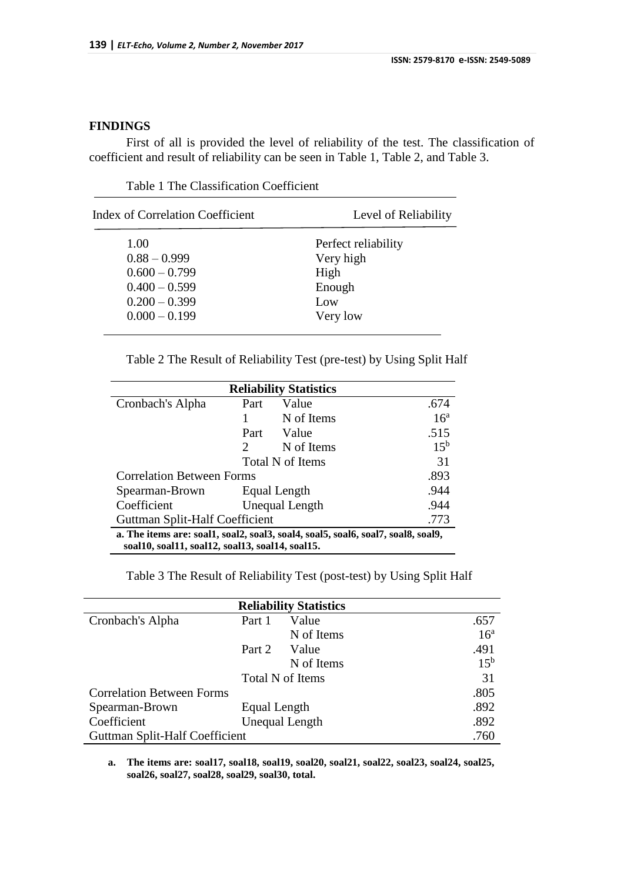## FINDINGS

First of all is provided the level of reliability of the test. The classification of coefficient and result of reliability can be seen in Table 1, Table 2, and Table 3.

Table 1 The Classification Coefficient

| Index of Correlation Coefficient | Level of Reliability |
|---|---|
| 1.00 | Perfect reliability |
| 0.88 – 0.999 | Very high |
| 0.600 – 0.799 | High |
| 0.400 – 0.599 | Enough |
| 0.200 – 0.399 | Low |
| 0.000 – 0.199 | Very low |

Table 2 The Result of Reliability Test (pre-test) by Using Split Half

| Reliability Statistics | | | |
|---|---|---|---|
| Cronbach's Alpha | Part 1 | Value | .674 |
| | | N of Items | 16[a] |
| | Part 2 | Value | .515 |
| | | N of Items | 15[b] |
| | Total N of Items | | 31 |
| Correlation Between Forms | | | .893 |
| Spearman-Brown Coefficient | Equal Length | | .944 |
| | Unequal Length | | .944 |
| Guttman Split-Half Coefficient | | | .773 |

**a. The items are: soal1, soal2, soal3, soal4, soal5, soal6, soal7, soal8, soal9, soal10, soal11, soal12, soal13, soal14, soal15.**

Table 3 The Result of Reliability Test (post-test) by Using Split Half

| Reliability Statistics | | | |
|---|---|---|---|
| Cronbach's Alpha | Part 1 | Value | .657 |
| | | N of Items | 16[a] |
| | Part 2 | Value | .491 |
| | | N of Items | 15[b] |
| | Total N of Items | | 31 |
| Correlation Between Forms | | | .805 |
| Spearman-Brown Coefficient | Equal Length | | .892 |
| | Unequal Length | | .892 |
| Guttman Split-Half Coefficient | | | .760 |

a. **The items are: soal17, soal18, soal19, soal20, soal21, soal22, soal23, soal24, soal25, soal26, soal27, soal28, soal29, soal30, total.**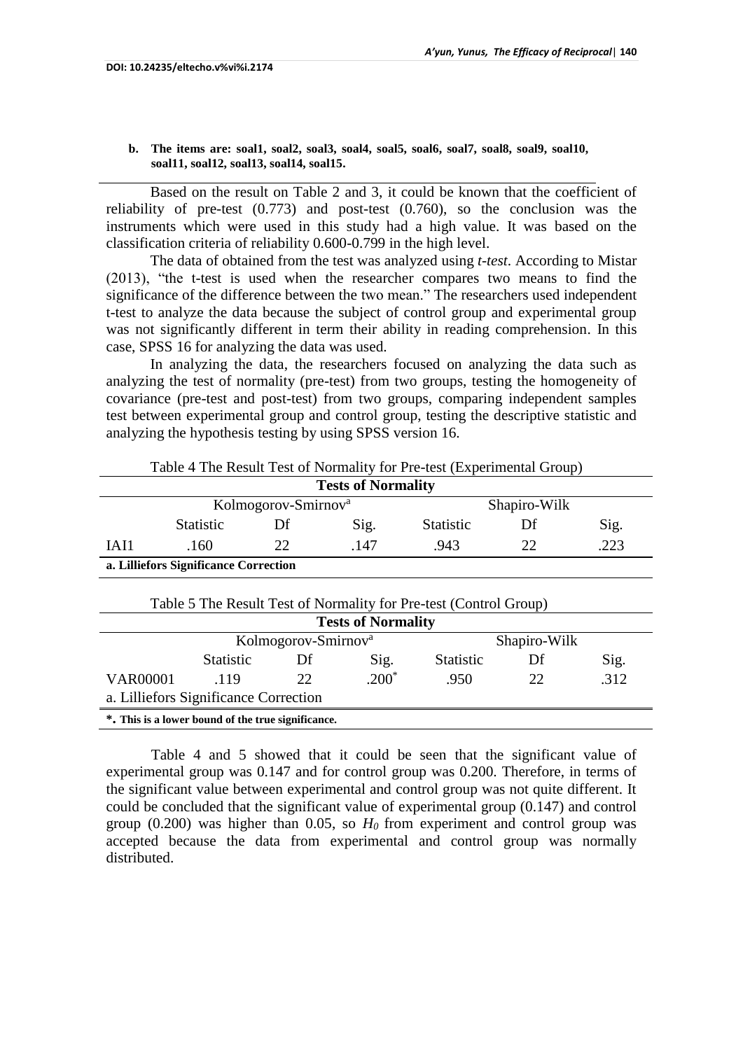**b. The items are: soal1, soal2, soal3, soal4, soal5, soal6, soal7, soal8, soal9, soal10, soal11, soal12, soal13, soal14, soal15.**

Based on the result on Table 2 and 3, it could be known that the coefficient of reliability of pre-test (0.773) and post-test (0.760), so the conclusion was the instruments which were used in this study had a high value. It was based on the classification criteria of reliability 0.600-0.799 in the high level.

The data of obtained from the test was analyzed using *t-test*. According to Mistar (2013), "the t-test is used when the researcher compares two means to find the significance of the difference between the two mean." The researchers used independent t-test to analyze the data because the subject of control group and experimental group was not significantly different in term their ability in reading comprehension. In this case, SPSS 16 for analyzing the data was used.

In analyzing the data, the researchers focused on analyzing the data such as analyzing the test of normality (pre-test) from two groups, testing the homogeneity of covariance (pre-test and post-test) from two groups, comparing independent samples test between experimental group and control group, testing the descriptive statistic and analyzing the hypothesis testing by using SPSS version 16.

Table 4 The Result Test of Normality for Pre-test (Experimental Group)

| Tests of Normality | | | | | | |
|---|---|---|---|---|---|---|
| | Kolmogorov-Smirnov[a] | | | Shapiro-Wilk | | |
| | Statistic | Df | Sig. | Statistic | Df | Sig. |
| IAI1 | .160 | 22 | .147 | .943 | 22 | .223 |

**a. Lilliefors Significance Correction**

Table 5 The Result Test of Normality for Pre-test (Control Group)

| Tests of Normality | | | | | | |
|---|---|---|---|---|---|---|
| | Kolmogorov-Smirnov[a] | | | Shapiro-Wilk | | |
| | Statistic | Df | Sig. | Statistic | Df | Sig. |
| VAR00001 | .119 | 22 | .200* | .950 | 22 | .312 |

a. Lilliefors Significance Correction

**\*. This is a lower bound of the true significance.**

Table 4 and 5 showed that it could be seen that the significant value of experimental group was 0.147 and for control group was 0.200. Therefore, in terms of the significant value between experimental and control group was not quite different. It could be concluded that the significant value of experimental group (0.147) and control group (0.200) was higher than 0.05, so $H_0$ from experiment and control group was accepted because the data from experimental and control group was normally distributed.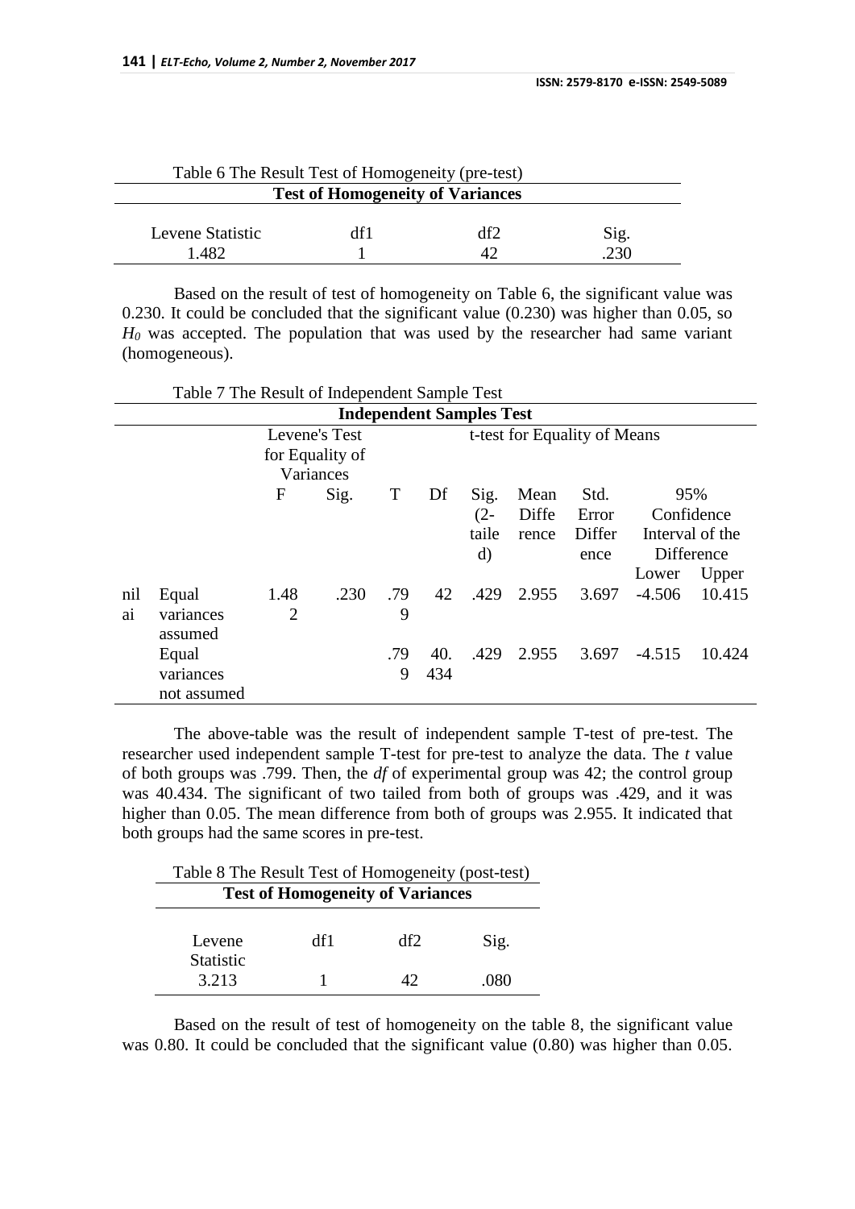Table 6 The Result Test of Homogeneity (pre-test)

| **Test of Homogeneity of Variances** | | | |
|---|---|---|---|
| Levene Statistic | df1 | df2 | Sig. |
| 1.482 | 1 | 42 | .230 |

Based on the result of test of homogeneity on Table 6, the significant value was 0.230. It could be concluded that the significant value (0.230) was higher than 0.05, so $H_0$ was accepted. The population that was used by the researcher had same variant (homogeneous).

Table 7 The Result of Independent Sample Test

| **Independent Samples Test** | | | | | | | | | | |
|---|---|---|---|---|---|---|---|---|---|---|
| | | Levene's Test for Equality of Variances | | t-test for Equality of Means | | | | | | |
| | | F | Sig. | T | Df | Sig. (2-tailed) | Mean Difference | Std. Error Difference | 95% Confidence Interval of the Difference | |
| | | | | | | | | | Lower | Upper |
| nilai | Equal variances assumed | 1.482 | .230 | .799 | 42 | .429 | 2.955 | 3.697 | -4.506 | 10.415 |
| | Equal variances not assumed | | | .799 | 40.434 | .429 | 2.955 | 3.697 | -4.515 | 10.424 |

The above-table was the result of independent sample T-test of pre-test. The researcher used independent sample T-test for pre-test to analyze the data. The *t* value of both groups was .799. Then, the *df* of experimental group was 42; the control group was 40.434. The significant of two tailed from both of groups was .429, and it was higher than 0.05. The mean difference from both of groups was 2.955. It indicated that both groups had the same scores in pre-test.

Table 8 The Result Test of Homogeneity (post-test)

| **Test of Homogeneity of Variances** | | | |
|---|---|---|---|
| Levene Statistic | df1 | df2 | Sig. |
| 3.213 | 1 | 42 | .080 |

Based on the result of test of homogeneity on the table 8, the significant value was 0.80. It could be concluded that the significant value (0.80) was higher than 0.05.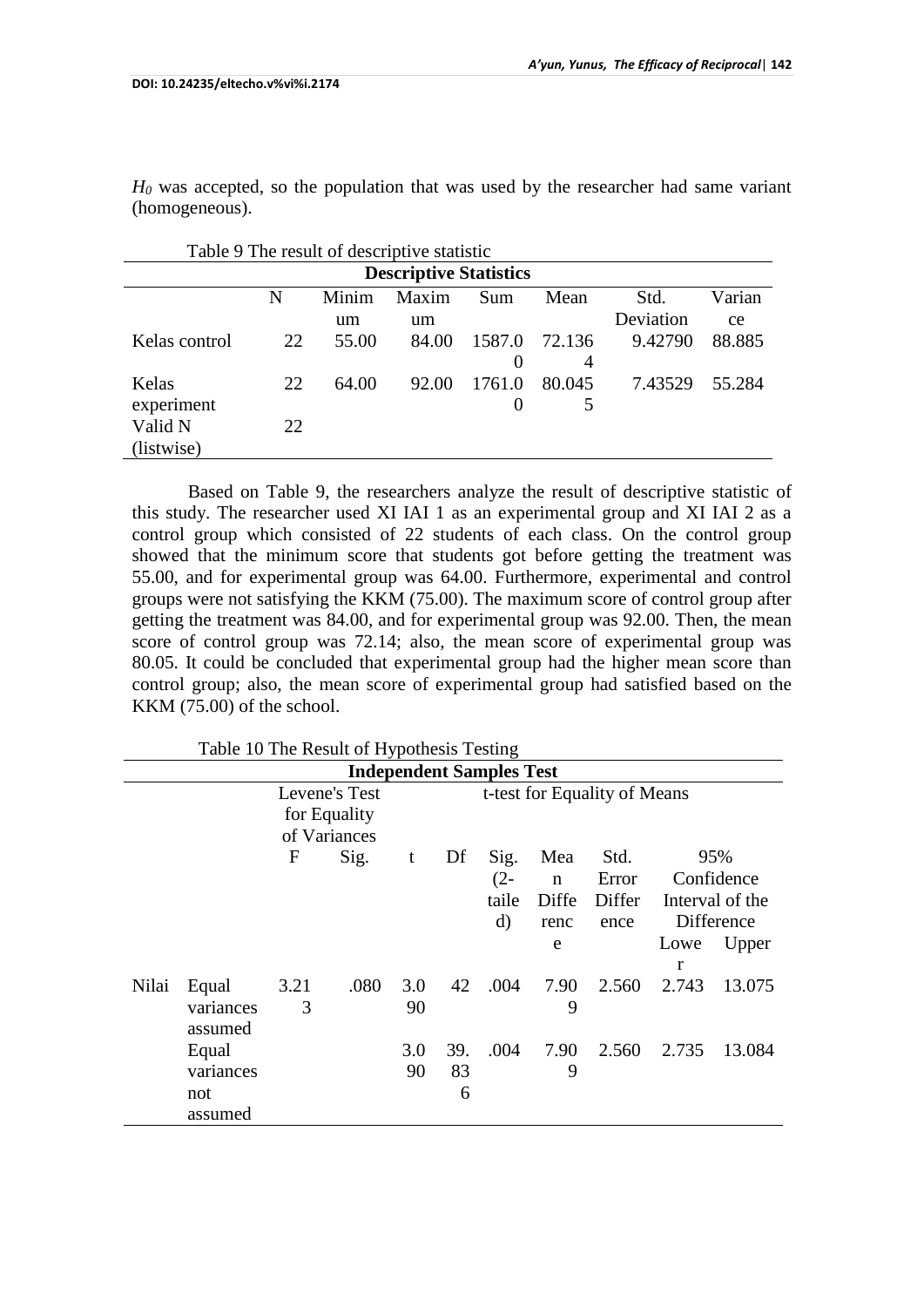$H_0$ was accepted, so the population that was used by the researcher had same variant (homogeneous).

Table 9 The result of descriptive statistic

| Descriptive Statistics | | | | | | | |
|---|---|---|---|---|---|---|---|
| | N | Minimum | Maximum | Sum | Mean | Std. Deviation | Variance |
| Kelas control | 22 | 55.00 | 84.00 | 1587.00 | 72.1364 | 9.42790 | 88.885 |
| Kelas experiment | 22 | 64.00 | 92.00 | 1761.00 | 80.0455 | 7.43529 | 55.284 |
| Valid N (listwise) | 22 | | | | | | |

Based on Table 9, the researchers analyze the result of descriptive statistic of this study. The researcher used XI IAI 1 as an experimental group and XI IAI 2 as a control group which consisted of 22 students of each class. On the control group showed that the minimum score that students got before getting the treatment was 55.00, and for experimental group was 64.00. Furthermore, experimental and control groups were not satisfying the KKM (75.00). The maximum score of control group after getting the treatment was 84.00, and for experimental group was 92.00. Then, the mean score of control group was 72.14; also, the mean score of experimental group was 80.05. It could be concluded that experimental group had the higher mean score than control group; also, the mean score of experimental group had satisfied based on the KKM (75.00) of the school.

Table 10 The Result of Hypothesis Testing

| Independent Samples Test | | | | | | | | | | |
|---|---|---|---|---|---|---|---|---|---|---|
| | | Levene's Test for Equality of Variances | | t-test for Equality of Means | | | | | | |
| | | F | Sig. | t | Df | Sig. (2-tailed) | Mean Difference | Std. Error Difference | 95% Confidence Interval of the Difference | |
| | | | | | | | | | Lower | Upper |
| Nilai | Equal variances assumed | 3.213 | .080 | 3.090 | 42 | .004 | 7.909 | 2.560 | 2.743 | 13.075 |
| | Equal variances not assumed | | | 3.090 | 39.836 | .004 | 7.909 | 2.560 | 2.735 | 13.084 |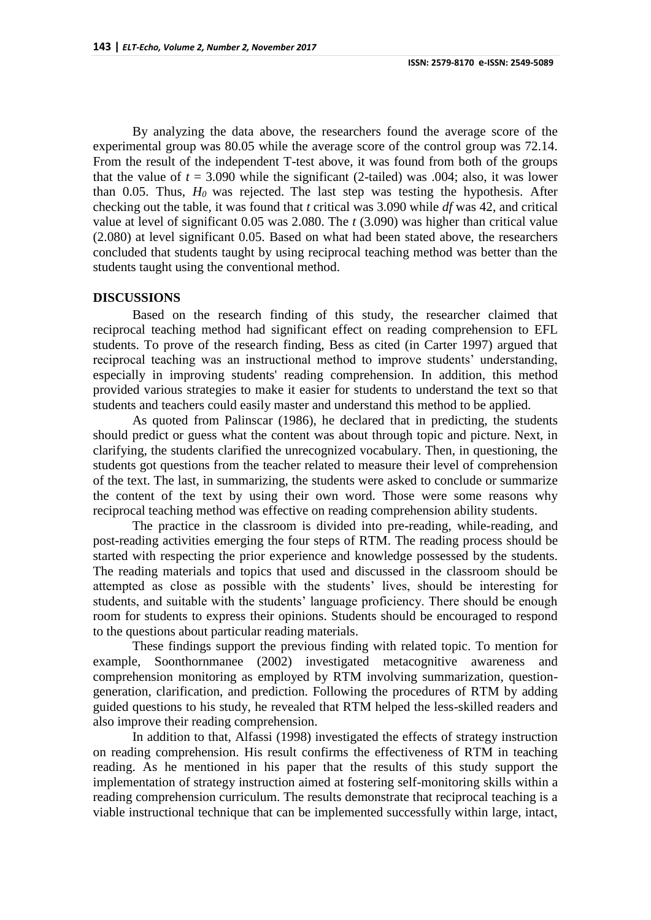By analyzing the data above, the researchers found the average score of the experimental group was 80.05 while the average score of the control group was 72.14. From the result of the independent T-test above, it was found from both of the groups that the value of $t$ = 3.090 while the significant (2-tailed) was .004; also, it was lower than 0.05. Thus, $H_0$ was rejected. The last step was testing the hypothesis. After checking out the table, it was found that $t$ critical was 3.090 while $df$ was 42, and critical value at level of significant 0.05 was 2.080. The $t$ (3.090) was higher than critical value (2.080) at level significant 0.05. Based on what had been stated above, the researchers concluded that students taught by using reciprocal teaching method was better than the students taught using the conventional method.

## DISCUSSIONS

Based on the research finding of this study, the researcher claimed that reciprocal teaching method had significant effect on reading comprehension to EFL students. To prove of the research finding, Bess as cited (in Carter 1997) argued that reciprocal teaching was an instructional method to improve students' understanding, especially in improving students' reading comprehension. In addition, this method provided various strategies to make it easier for students to understand the text so that students and teachers could easily master and understand this method to be applied.

As quoted from Palinscar (1986), he declared that in predicting, the students should predict or guess what the content was about through topic and picture. Next, in clarifying, the students clarified the unrecognized vocabulary. Then, in questioning, the students got questions from the teacher related to measure their level of comprehension of the text. The last, in summarizing, the students were asked to conclude or summarize the content of the text by using their own word. Those were some reasons why reciprocal teaching method was effective on reading comprehension ability students.

The practice in the classroom is divided into pre-reading, while-reading, and post-reading activities emerging the four steps of RTM. The reading process should be started with respecting the prior experience and knowledge possessed by the students. The reading materials and topics that used and discussed in the classroom should be attempted as close as possible with the students' lives, should be interesting for students, and suitable with the students' language proficiency. There should be enough room for students to express their opinions. Students should be encouraged to respond to the questions about particular reading materials.

These findings support the previous finding with related topic. To mention for example, Soonthornmanee (2002) investigated metacognitive awareness and comprehension monitoring as employed by RTM involving summarization, question-generation, clarification, and prediction. Following the procedures of RTM by adding guided questions to his study, he revealed that RTM helped the less-skilled readers and also improve their reading comprehension.

In addition to that, Alfassi (1998) investigated the effects of strategy instruction on reading comprehension. His result confirms the effectiveness of RTM in teaching reading. As he mentioned in his paper that the results of this study support the implementation of strategy instruction aimed at fostering self-monitoring skills within a reading comprehension curriculum. The results demonstrate that reciprocal teaching is a viable instructional technique that can be implemented successfully within large, intact,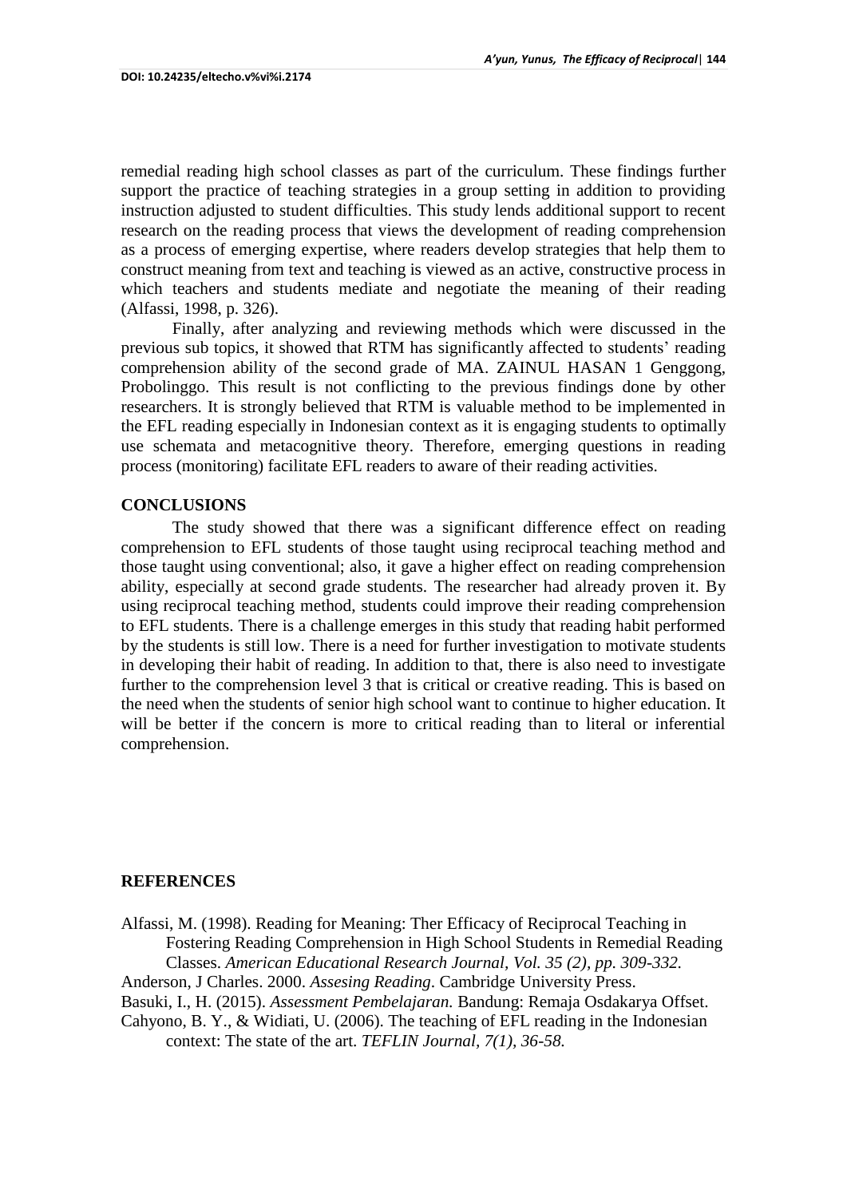remedial reading high school classes as part of the curriculum. These findings further support the practice of teaching strategies in a group setting in addition to providing instruction adjusted to student difficulties. This study lends additional support to recent research on the reading process that views the development of reading comprehension as a process of emerging expertise, where readers develop strategies that help them to construct meaning from text and teaching is viewed as an active, constructive process in which teachers and students mediate and negotiate the meaning of their reading (Alfassi, 1998, p. 326).

Finally, after analyzing and reviewing methods which were discussed in the previous sub topics, it showed that RTM has significantly affected to students' reading comprehension ability of the second grade of MA. ZAINUL HASAN 1 Genggong, Probolinggo. This result is not conflicting to the previous findings done by other researchers. It is strongly believed that RTM is valuable method to be implemented in the EFL reading especially in Indonesian context as it is engaging students to optimally use schemata and metacognitive theory. Therefore, emerging questions in reading process (monitoring) facilitate EFL readers to aware of their reading activities.

## CONCLUSIONS

The study showed that there was a significant difference effect on reading comprehension to EFL students of those taught using reciprocal teaching method and those taught using conventional; also, it gave a higher effect on reading comprehension ability, especially at second grade students. The researcher had already proven it. By using reciprocal teaching method, students could improve their reading comprehension to EFL students. There is a challenge emerges in this study that reading habit performed by the students is still low. There is a need for further investigation to motivate students in developing their habit of reading. In addition to that, there is also need to investigate further to the comprehension level 3 that is critical or creative reading. This is based on the need when the students of senior high school want to continue to higher education. It will be better if the concern is more to critical reading than to literal or inferential comprehension.

## REFERENCES

Alfassi, M. (1998). Reading for Meaning: Ther Efficacy of Reciprocal Teaching in Fostering Reading Comprehension in High School Students in Remedial Reading Classes. *American Educational Research Journal, Vol. 35 (2), pp. 309-332.*

Anderson, J Charles. 2000. *Assesing Reading*. Cambridge University Press.

Basuki, I., H. (2015). *Assessment Pembelajaran.* Bandung: Remaja Osdakarya Offset.

Cahyono, B. Y., & Widiati, U. (2006). The teaching of EFL reading in the Indonesian context: The state of the art. *TEFLIN Journal, 7(1), 36-58.*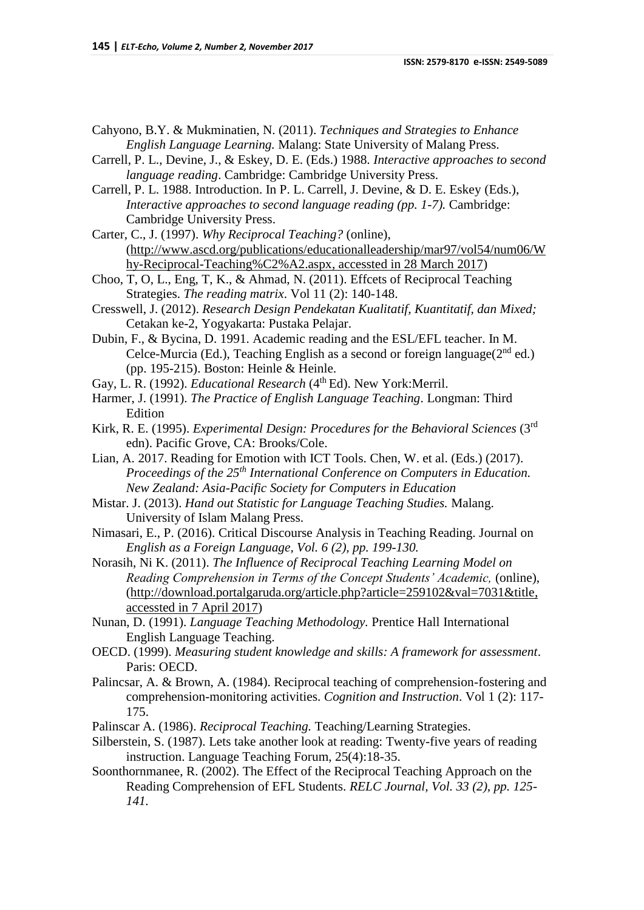Cahyono, B.Y. & Mukminatien, N. (2011). *Techniques and Strategies to Enhance English Language Learning.* Malang: State University of Malang Press.

Carrell, P. L., Devine, J., & Eskey, D. E. (Eds.) 1988. *Interactive approaches to second language reading*. Cambridge: Cambridge University Press.

Carrell, P. L. 1988. Introduction. In P. L. Carrell, J. Devine, & D. E. Eskey (Eds.), *Interactive approaches to second language reading (pp. 1-7).* Cambridge: Cambridge University Press.

Carter, C., J. (1997). *Why Reciprocal Teaching?* (online), (http://www.ascd.org/publications/educationalleadership/mar97/vol54/num06/Why-Reciprocal-Teaching%C2%A2.aspx, accessted in 28 March 2017)

Choo, T, O, L., Eng, T, K., & Ahmad, N. (2011). Effcets of Reciprocal Teaching Strategies. *The reading matrix*. Vol 11 (2): 140-148.

Cresswell, J. (2012). *Research Design Pendekatan Kualitatif, Kuantitatif, dan Mixed;* Cetakan ke-2, Yogyakarta: Pustaka Pelajar.

Dubin, F., & Bycina, D. 1991. Academic reading and the ESL/EFL teacher. In M. Celce-Murcia (Ed.), Teaching English as a second or foreign language(2nd ed.) (pp. 195-215). Boston: Heinle & Heinle.

Gay, L. R. (1992). *Educational Research* (4th Ed). New York:Merril.

Harmer, J. (1991). *The Practice of English Language Teaching*. Longman: Third Edition

Kirk, R. E. (1995). *Experimental Design: Procedures for the Behavioral Sciences* (3rd edn). Pacific Grove, CA: Brooks/Cole.

Lian, A. 2017. Reading for Emotion with ICT Tools. Chen, W. et al. (Eds.) (2017). *Proceedings of the 25th International Conference on Computers in Education. New Zealand: Asia-Pacific Society for Computers in Education*

Mistar. J. (2013). *Hand out Statistic for Language Teaching Studies.* Malang. University of Islam Malang Press.

Nimasari, E., P. (2016). Critical Discourse Analysis in Teaching Reading. Journal on *English as a Foreign Language, Vol. 6 (2), pp. 199-130.*

Norasih, Ni K. (2011). *The Influence of Reciprocal Teaching Learning Model on Reading Comprehension in Terms of the Concept Students' Academic,* (online), (http://download.portalgaruda.org/article.php?article=259102&val=7031&title, accessted in 7 April 2017)

Nunan, D. (1991). *Language Teaching Methodology.* Prentice Hall International English Language Teaching.

OECD. (1999). *Measuring student knowledge and skills: A framework for assessment*. Paris: OECD.

Palincsar, A. & Brown, A. (1984). Reciprocal teaching of comprehension-fostering and comprehension-monitoring activities. *Cognition and Instruction*. Vol 1 (2): 117-175.

Palinscar A. (1986). *Reciprocal Teaching.* Teaching/Learning Strategies.

Silberstein, S. (1987). Lets take another look at reading: Twenty-five years of reading instruction. Language Teaching Forum, 25(4):18-35.

Soonthornmanee, R. (2002). The Effect of the Reciprocal Teaching Approach on the Reading Comprehension of EFL Students. *RELC Journal, Vol. 33 (2), pp. 125-141.*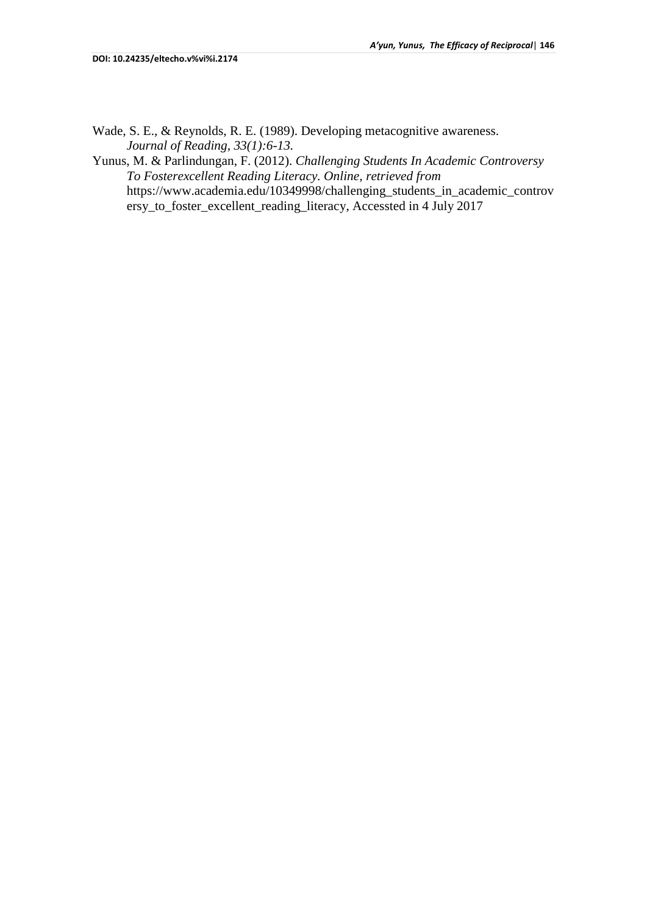Wade, S. E., & Reynolds, R. E. (1989). Developing metacognitive awareness. *Journal of Reading, 33(1):6-13.*

Yunus, M. & Parlindungan, F. (2012). *Challenging Students In Academic Controversy To Fosterexcellent Reading Literacy. Online, retrieved from* https://www.academia.edu/10349998/challenging_students_in_academic_controversy_to_foster_excellent_reading_literacy, Accessted in 4 July 2017